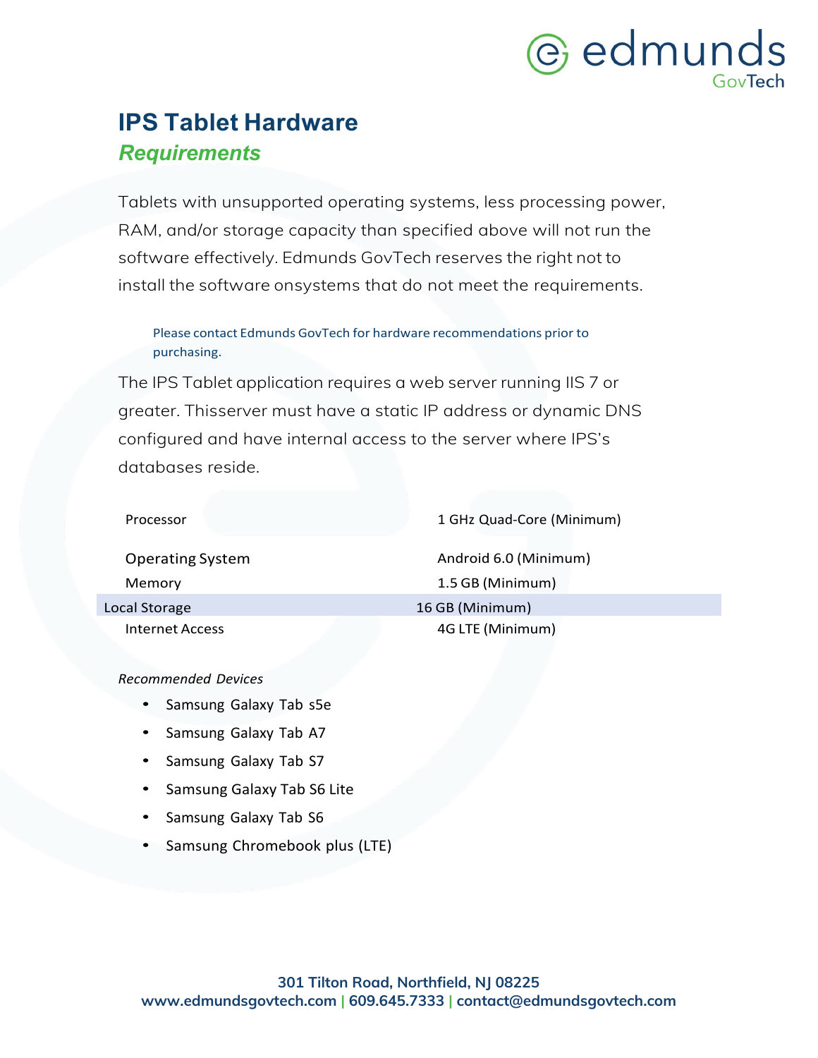# IPS Tablet Hardware

## *Requirements*

Tablets with unsupported operating systems, less processing power, RAM, and/or storage capacity than specified above will not run the software effectively. Edmunds GovTech reserves the right not to install the software onsystems that do not meet the requirements.

Please contact Edmunds GovTech for hardware recommendations prior to purchasing.

The IPS Tablet application requires a web server running IIS 7 or greater. Thisserver must have a static IP address or dynamic DNS configured and have internal access to the server where IPS's databases reside.

| | |
|---|---|
| Processor | 1 GHz Quad-Core (Minimum) |
| Operating System | Android 6.0 (Minimum) |
| Memory | 1.5 GB (Minimum) |
| Local Storage | 16 GB (Minimum) |
| Internet Access | 4G LTE (Minimum) |

*Recommended Devices*

- Samsung Galaxy Tab s5e
- Samsung Galaxy Tab A7
- Samsung Galaxy Tab S7
- Samsung Galaxy Tab S6 Lite
- Samsung Galaxy Tab S6
- Samsung Chromebook plus (LTE)

**301 Tilton Road, Northfield, NJ 08225**
**www.edmundsgovtech.com | 609.645.7333 | contact@edmundsgovtech.com**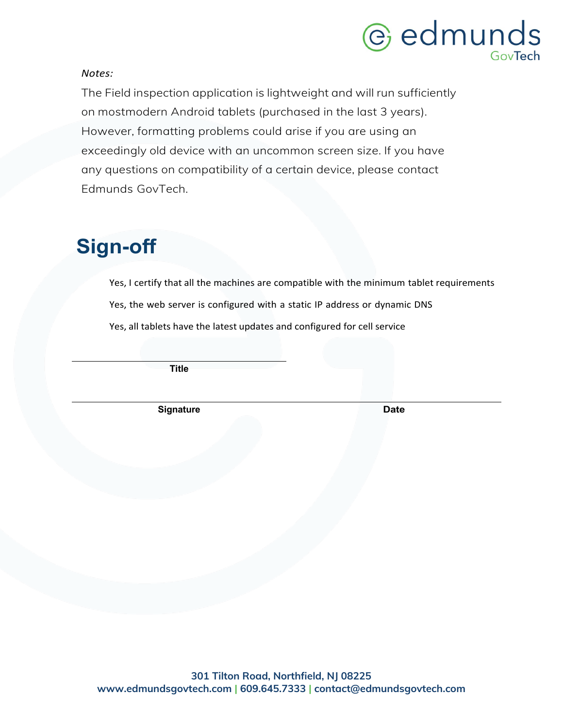*Notes:*

The Field inspection application is lightweight and will run sufficiently on mostmodern Android tablets (purchased in the last 3 years). However, formatting problems could arise if you are using an exceedingly old device with an uncommon screen size. If you have any questions on compatibility of a certain device, please contact Edmunds GovTech.

## Sign-off

Yes, I certify that all the machines are compatible with the minimum tablet requirements

Yes, the web server is configured with a static IP address or dynamic DNS

Yes, all tablets have the latest updates and configured for cell service

______________________________
**Title**

______________________________ ______________________________
**Signature** **Date**

**301 Tilton Road, Northfield, NJ 08225**
**www.edmundsgovtech.com | 609.645.7333 | contact@edmundsgovtech.com**